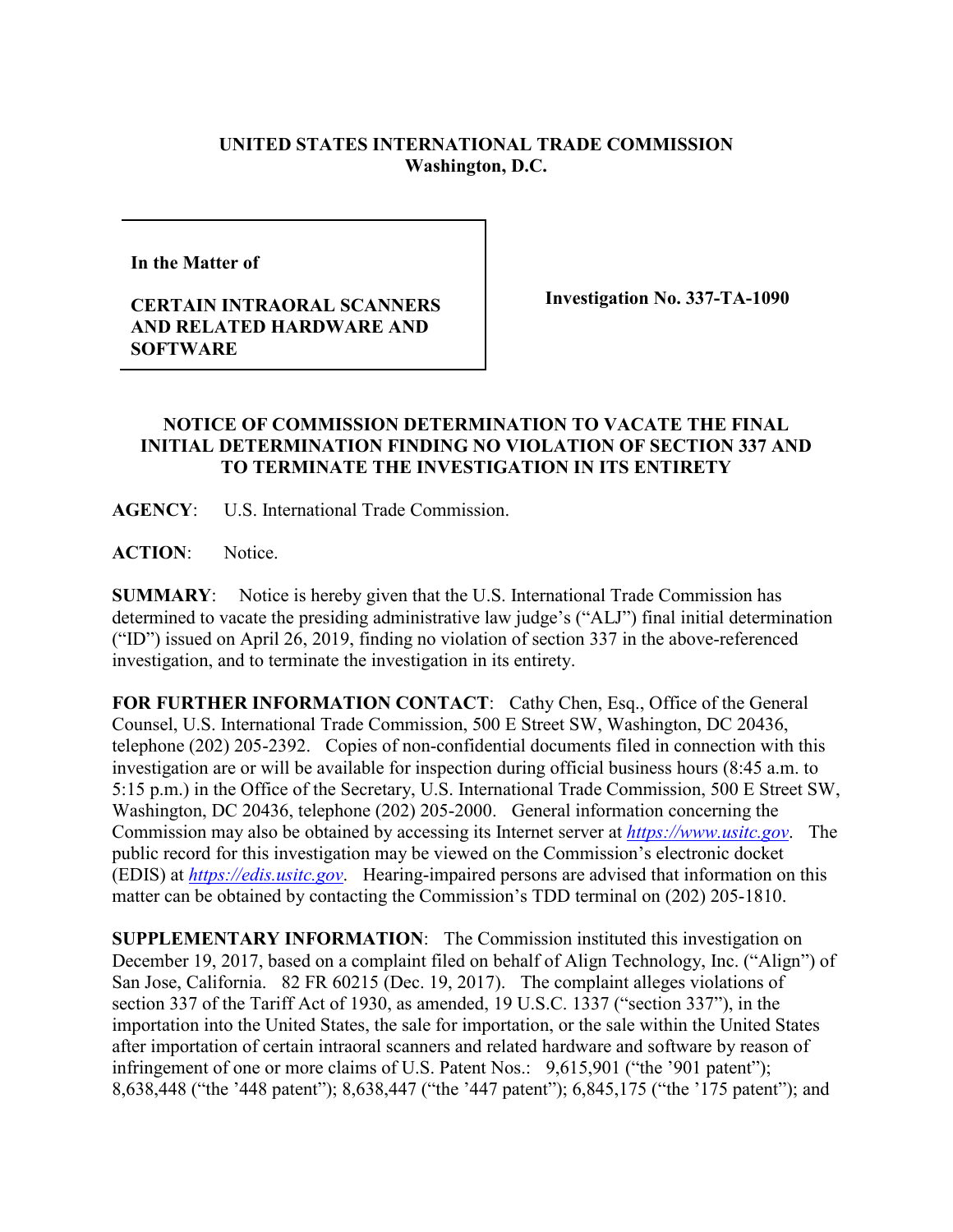**UNITED STATES INTERNATIONAL TRADE COMMISSION**
**Washington, D.C.**

| In the Matter of<br><br>**CERTAIN INTRAORAL SCANNERS AND RELATED HARDWARE AND SOFTWARE** | **Investigation No. 337-TA-1090** |
|---|---|

**NOTICE OF COMMISSION DETERMINATION TO VACATE THE FINAL INITIAL DETERMINATION FINDING NO VIOLATION OF SECTION 337 AND TO TERMINATE THE INVESTIGATION IN ITS ENTIRETY**

**AGENCY**: U.S. International Trade Commission.

**ACTION**: Notice.

**SUMMARY**: Notice is hereby given that the U.S. International Trade Commission has determined to vacate the presiding administrative law judge's ("ALJ") final initial determination ("ID") issued on April 26, 2019, finding no violation of section 337 in the above-referenced investigation, and to terminate the investigation in its entirety.

**FOR FURTHER INFORMATION CONTACT**: Cathy Chen, Esq., Office of the General Counsel, U.S. International Trade Commission, 500 E Street SW, Washington, DC 20436, telephone (202) 205-2392. Copies of non-confidential documents filed in connection with this investigation are or will be available for inspection during official business hours (8:45 a.m. to 5:15 p.m.) in the Office of the Secretary, U.S. International Trade Commission, 500 E Street SW, Washington, DC 20436, telephone (202) 205-2000. General information concerning the Commission may also be obtained by accessing its Internet server at *https://www.usitc.gov*. The public record for this investigation may be viewed on the Commission's electronic docket (EDIS) at *https://edis.usitc.gov*. Hearing-impaired persons are advised that information on this matter can be obtained by contacting the Commission's TDD terminal on (202) 205-1810.

**SUPPLEMENTARY INFORMATION**: The Commission instituted this investigation on December 19, 2017, based on a complaint filed on behalf of Align Technology, Inc. ("Align") of San Jose, California. 82 FR 60215 (Dec. 19, 2017). The complaint alleges violations of section 337 of the Tariff Act of 1930, as amended, 19 U.S.C. 1337 ("section 337"), in the importation into the United States, the sale for importation, or the sale within the United States after importation of certain intraoral scanners and related hardware and software by reason of infringement of one or more claims of U.S. Patent Nos.: 9,615,901 ("the '901 patent"); 8,638,448 ("the '448 patent"); 8,638,447 ("the '447 patent"); 6,845,175 ("the '175 patent"); and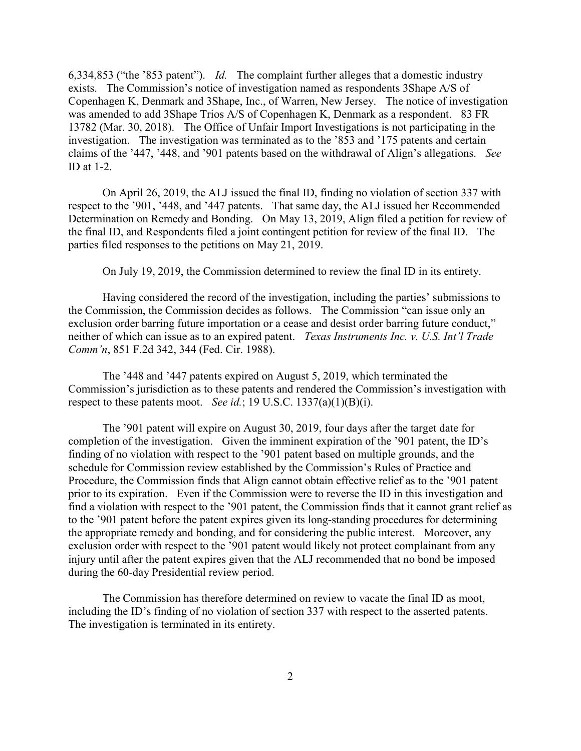6,334,853 ("the '853 patent"). *Id.* The complaint further alleges that a domestic industry exists. The Commission's notice of investigation named as respondents 3Shape A/S of Copenhagen K, Denmark and 3Shape, Inc., of Warren, New Jersey. The notice of investigation was amended to add 3Shape Trios A/S of Copenhagen K, Denmark as a respondent. 83 FR 13782 (Mar. 30, 2018). The Office of Unfair Import Investigations is not participating in the investigation. The investigation was terminated as to the '853 and '175 patents and certain claims of the '447, '448, and '901 patents based on the withdrawal of Align's allegations. *See* ID at 1-2.

On April 26, 2019, the ALJ issued the final ID, finding no violation of section 337 with respect to the '901, '448, and '447 patents. That same day, the ALJ issued her Recommended Determination on Remedy and Bonding. On May 13, 2019, Align filed a petition for review of the final ID, and Respondents filed a joint contingent petition for review of the final ID. The parties filed responses to the petitions on May 21, 2019.

On July 19, 2019, the Commission determined to review the final ID in its entirety.

Having considered the record of the investigation, including the parties' submissions to the Commission, the Commission decides as follows. The Commission "can issue only an exclusion order barring future importation or a cease and desist order barring future conduct," neither of which can issue as to an expired patent. *Texas Instruments Inc. v. U.S. Int'l Trade Comm'n*, 851 F.2d 342, 344 (Fed. Cir. 1988).

The '448 and '447 patents expired on August 5, 2019, which terminated the Commission's jurisdiction as to these patents and rendered the Commission's investigation with respect to these patents moot. *See id.*; 19 U.S.C. 1337(a)(1)(B)(i).

The '901 patent will expire on August 30, 2019, four days after the target date for completion of the investigation. Given the imminent expiration of the '901 patent, the ID's finding of no violation with respect to the '901 patent based on multiple grounds, and the schedule for Commission review established by the Commission's Rules of Practice and Procedure, the Commission finds that Align cannot obtain effective relief as to the '901 patent prior to its expiration. Even if the Commission were to reverse the ID in this investigation and find a violation with respect to the '901 patent, the Commission finds that it cannot grant relief as to the '901 patent before the patent expires given its long-standing procedures for determining the appropriate remedy and bonding, and for considering the public interest. Moreover, any exclusion order with respect to the '901 patent would likely not protect complainant from any injury until after the patent expires given that the ALJ recommended that no bond be imposed during the 60-day Presidential review period.

The Commission has therefore determined on review to vacate the final ID as moot, including the ID's finding of no violation of section 337 with respect to the asserted patents. The investigation is terminated in its entirety.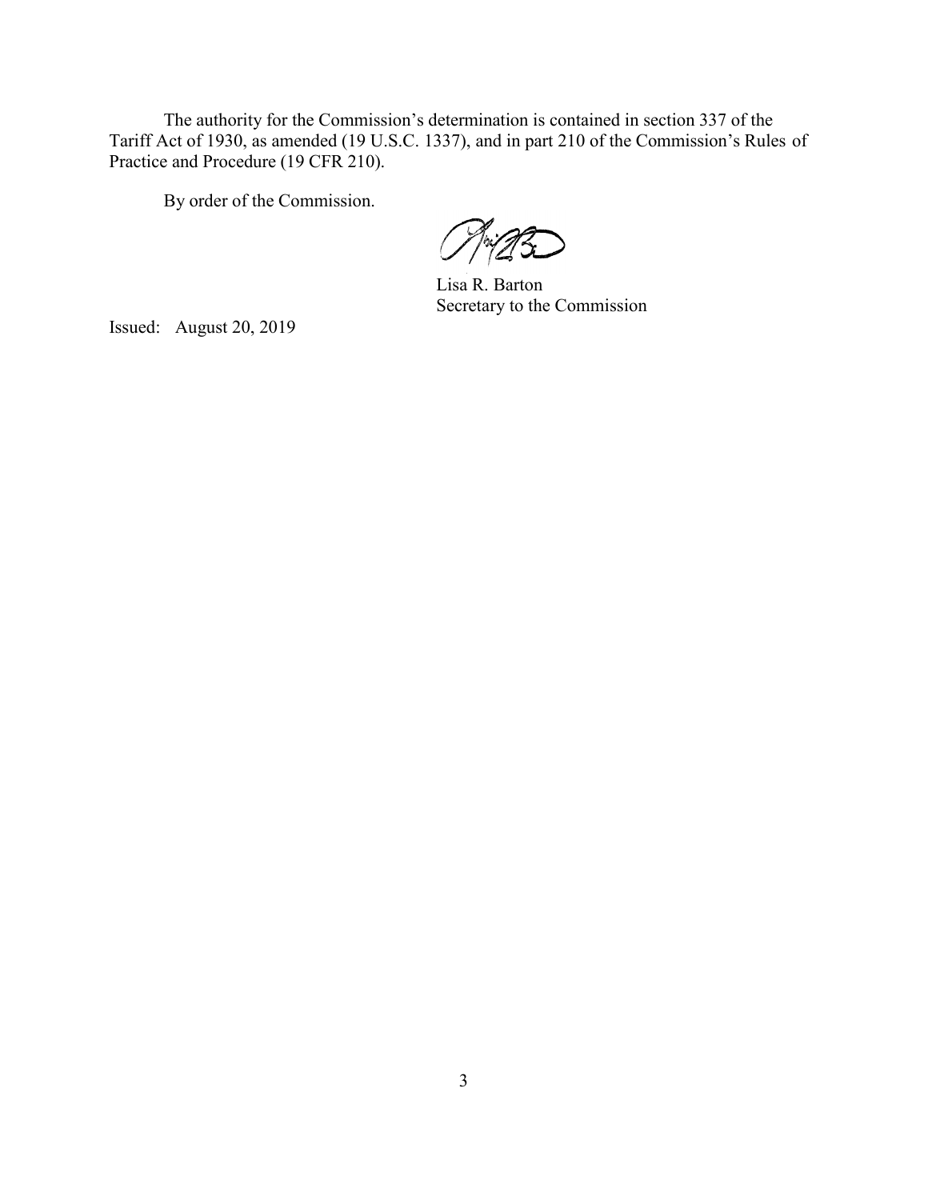The authority for the Commission's determination is contained in section 337 of the Tariff Act of 1930, as amended (19 U.S.C. 1337), and in part 210 of the Commission's Rules of Practice and Procedure (19 CFR 210).

By order of the Commission.

Lisa R. Barton  
Secretary to the Commission

Issued: August 20, 2019